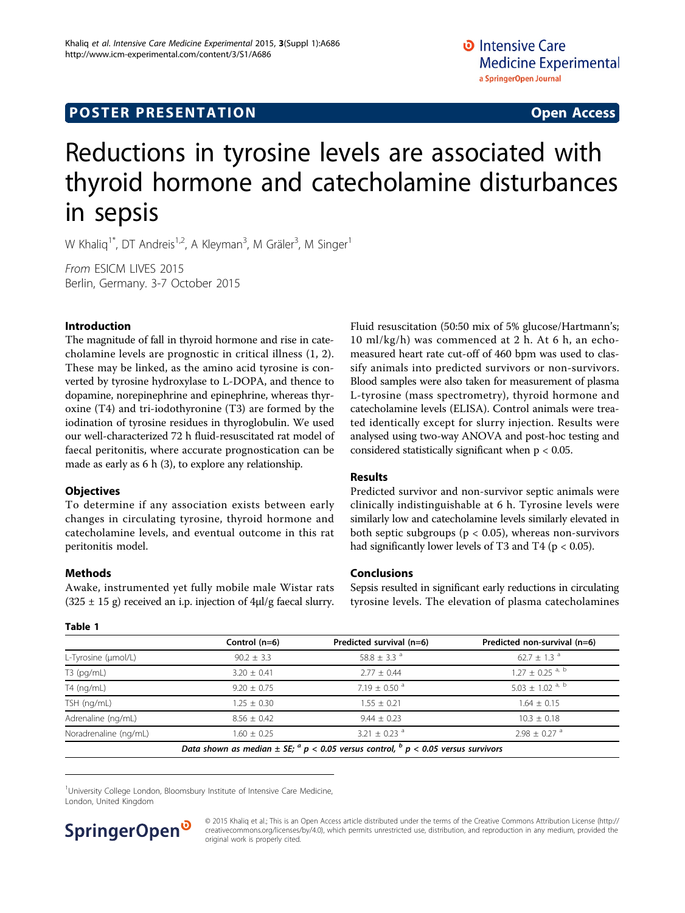POSTER PRESENTATION Open Access

# Reductions in tyrosine levels are associated with thyroid hormone and catecholamine disturbances in sepsis

W Khaliq[1*], DT Andreis[1,2], A Kleyman[3], M Gräler[3], M Singer[1]

*From* ESICM LIVES 2015
Berlin, Germany. 3-7 October 2015

## Introduction

The magnitude of fall in thyroid hormone and rise in catecholamine levels are prognostic in critical illness (1, 2). These may be linked, as the amino acid tyrosine is converted by tyrosine hydroxylase to L-DOPA, and thence to dopamine, norepinephrine and epinephrine, whereas thyroxine (T4) and tri-iodothyronine (T3) are formed by the iodination of tyrosine residues in thyroglobulin. We used our well-characterized 72 h fluid-resuscitated rat model of faecal peritonitis, where accurate prognostication can be made as early as 6 h (3), to explore any relationship.

## Objectives

To determine if any association exists between early changes in circulating tyrosine, thyroid hormone and catecholamine levels, and eventual outcome in this rat peritonitis model.

## Methods

Awake, instrumented yet fully mobile male Wistar rats (325 ± 15 g) received an i.p. injection of 4μl/g faecal slurry. Fluid resuscitation (50:50 mix of 5% glucose/Hartmann's; 10 ml/kg/h) was commenced at 2 h. At 6 h, an echo-measured heart rate cut-off of 460 bpm was used to classify animals into predicted survivors or non-survivors. Blood samples were also taken for measurement of plasma L-tyrosine (mass spectrometry), thyroid hormone and catecholamine levels (ELISA). Control animals were treated identically except for slurry injection. Results were analysed using two-way ANOVA and post-hoc testing and considered statistically significant when $p < 0.05$.

## Results

Predicted survivor and non-survivor septic animals were clinically indistinguishable at 6 h. Tyrosine levels were similarly low and catecholamine levels similarly elevated in both septic subgroups ($p < 0.05$), whereas non-survivors had significantly lower levels of T3 and T4 ($p < 0.05$).

## Conclusions

Sepsis resulted in significant early reductions in circulating tyrosine levels. The elevation of plasma catecholamines

**Table 1**

| | Control (n=6) | Predicted survival (n=6) | Predicted non-survival (n=6) |
|---|---|---|---|
| L-Tyrosine (μmol/L) | 90.2 ± 3.3 | 58.8 ± 3.3 [a] | 62.7 ± 1.3 [a] |
| T3 (pg/mL) | 3.20 ± 0.41 | 2.77 ± 0.44 | 1.27 ± 0.25 [a, b] |
| T4 (ng/mL) | 9.20 ± 0.75 | 7.19 ± 0.50 [a] | 5.03 ± 1.02 [a, b] |
| TSH (ng/mL) | 1.25 ± 0.30 | 1.55 ± 0.21 | 1.64 ± 0.15 |
| Adrenaline (ng/mL) | 8.56 ± 0.42 | 9.44 ± 0.23 | 10.3 ± 0.18 |
| Noradrenaline (ng/mL) | 1.60 ± 0.25 | 3.21 ± 0.23 [a] | 2.98 ± 0.27 [a] |

*Data shown as median ± SE; [a] p < 0.05 versus control, [b] p < 0.05 versus survivors*

[1]University College London, Bloomsbury Institute of Intensive Care Medicine, London, United Kingdom

© 2015 Khaliq et al.; This is an Open Access article distributed under the terms of the Creative Commons Attribution License (http://creativecommons.org/licenses/by/4.0), which permits unrestricted use, distribution, and reproduction in any medium, provided the original work is properly cited.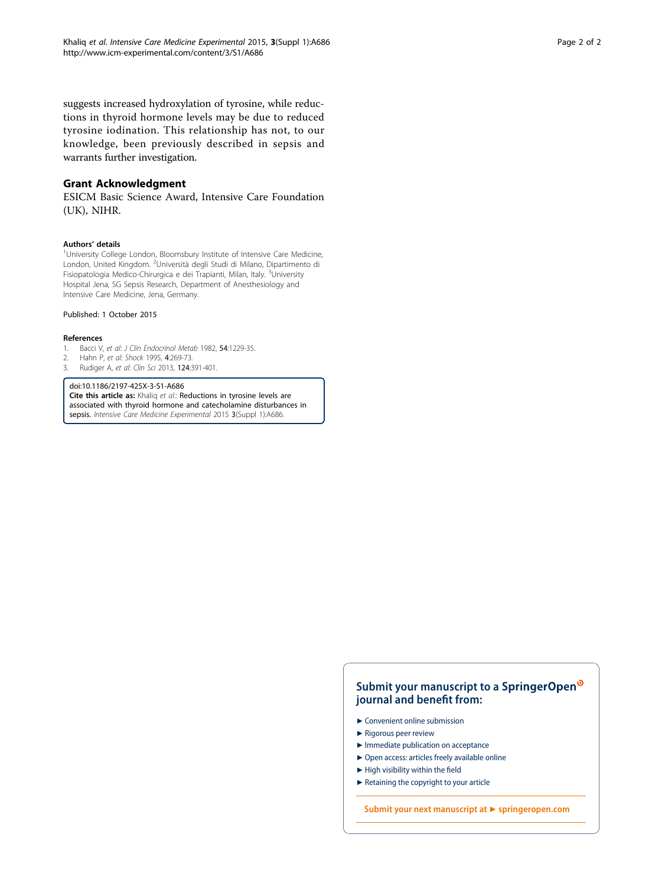suggests increased hydroxylation of tyrosine, while reductions in thyroid hormone levels may be due to reduced tyrosine iodination. This relationship has not, to our knowledge, been previously described in sepsis and warrants further investigation.

## Grant Acknowledgment

ESICM Basic Science Award, Intensive Care Foundation (UK), NIHR.

### Authors' details

[1]University College London, Bloomsbury Institute of Intensive Care Medicine, London, United Kingdom. [2]Università degli Studi di Milano, Dipartimento di Fisiopatologia Medico-Chirurgica e dei Trapianti, Milan, Italy. [3]University Hospital Jena, SG Sepsis Research, Department of Anesthesiology and Intensive Care Medicine, Jena, Germany.

Published: 1 October 2015

### References

1. Bacci V, *et al*: *J Clin Endocrinol Metab* 1982, **54**:1229-35.
2. Hahn P, *et al*: *Shock* 1995, **4**:269-73.
3. Rudiger A, *et al*: *Clin Sci* 2013, **124**:391-401.

doi:10.1186/2197-425X-3-S1-A686
**Cite this article as:** Khaliq *et al.*: Reductions in tyrosine levels are associated with thyroid hormone and catecholamine disturbances in sepsis. *Intensive Care Medicine Experimental* 2015 **3**(Suppl 1):A686.

**Submit your manuscript to a SpringerOpen journal and benefit from:**

- ► Convenient online submission
- ► Rigorous peer review
- ► Immediate publication on acceptance
- ► Open access: articles freely available online
- ► High visibility within the field
- ► Retaining the copyright to your article

**Submit your next manuscript at ► springeropen.com**